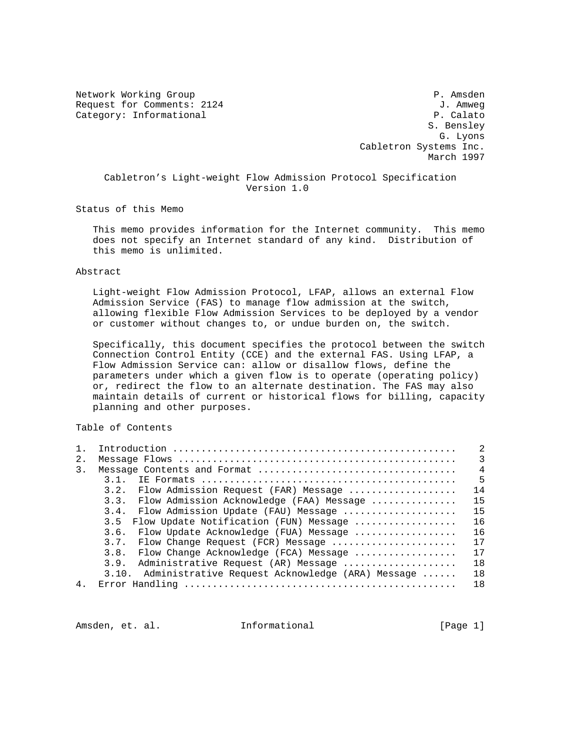Network Working Group P. Amsden
Request for Comments: 2124 J. Amweg
Category: Informational P. Calato
S. Bensley
G. Lyons
Cabletron Systems Inc.
March 1997

# Cabletron's Light-weight Flow Admission Protocol Specification Version 1.0

## Status of this Memo

This memo provides information for the Internet community. This memo does not specify an Internet standard of any kind. Distribution of this memo is unlimited.

## Abstract

Light-weight Flow Admission Protocol, LFAP, allows an external Flow Admission Service (FAS) to manage flow admission at the switch, allowing flexible Flow Admission Services to be deployed by a vendor or customer without changes to, or undue burden on, the switch.

Specifically, this document specifies the protocol between the switch Connection Control Entity (CCE) and the external FAS. Using LFAP, a Flow Admission Service can: allow or disallow flows, define the parameters under which a given flow is to operate (operating policy) or, redirect the flow to an alternate destination. The FAS may also maintain details of current or historical flows for billing, capacity planning and other purposes.

## Table of Contents

```
1.  Introduction .................................................   2
2.  Message Flows ................................................   3
3.  Message Contents and Format ..................................   4
    3.1.  IE Formats .............................................   5
    3.2.  Flow Admission Request (FAR) Message ...................  14
    3.3.  Flow Admission Acknowledge (FAA) Message ...............  15
    3.4.  Flow Admission Update (FAU) Message ....................  15
    3.5  Flow Update Notification (FUN) Message ..................  16
    3.6.  Flow Update Acknowledge (FUA) Message ..................  16
    3.7.  Flow Change Request (FCR) Message ......................  17
    3.8.  Flow Change Acknowledge (FCA) Message ..................  17
    3.9.  Administrative Request (AR) Message ....................  18
    3.10.  Administrative Request Acknowledge (ARA) Message ......  18
4.  Error Handling ...............................................  18
```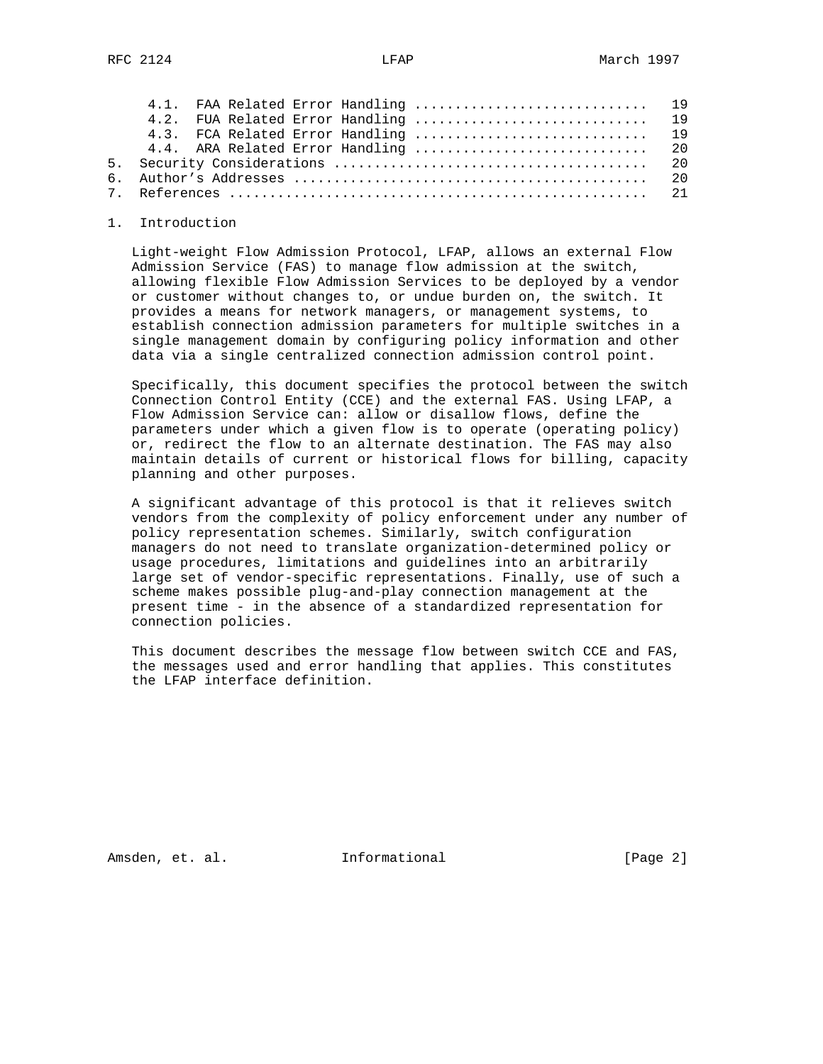4.1. FAA Related Error Handling ............................ 19
4.2. FUA Related Error Handling ............................ 19
4.3. FCA Related Error Handling ............................ 19
4.4. ARA Related Error Handling ............................ 20
5. Security Considerations ...................................... 20
6. Author's Addresses ........................................... 20
7. References ................................................... 21

## 1. Introduction

Light-weight Flow Admission Protocol, LFAP, allows an external Flow Admission Service (FAS) to manage flow admission at the switch, allowing flexible Flow Admission Services to be deployed by a vendor or customer without changes to, or undue burden on, the switch. It provides a means for network managers, or management systems, to establish connection admission parameters for multiple switches in a single management domain by configuring policy information and other data via a single centralized connection admission control point.

Specifically, this document specifies the protocol between the switch Connection Control Entity (CCE) and the external FAS. Using LFAP, a Flow Admission Service can: allow or disallow flows, define the parameters under which a given flow is to operate (operating policy) or, redirect the flow to an alternate destination. The FAS may also maintain details of current or historical flows for billing, capacity planning and other purposes.

A significant advantage of this protocol is that it relieves switch vendors from the complexity of policy enforcement under any number of policy representation schemes. Similarly, switch configuration managers do not need to translate organization-determined policy or usage procedures, limitations and guidelines into an arbitrarily large set of vendor-specific representations. Finally, use of such a scheme makes possible plug-and-play connection management at the present time - in the absence of a standardized representation for connection policies.

This document describes the message flow between switch CCE and FAS, the messages used and error handling that applies. This constitutes the LFAP interface definition.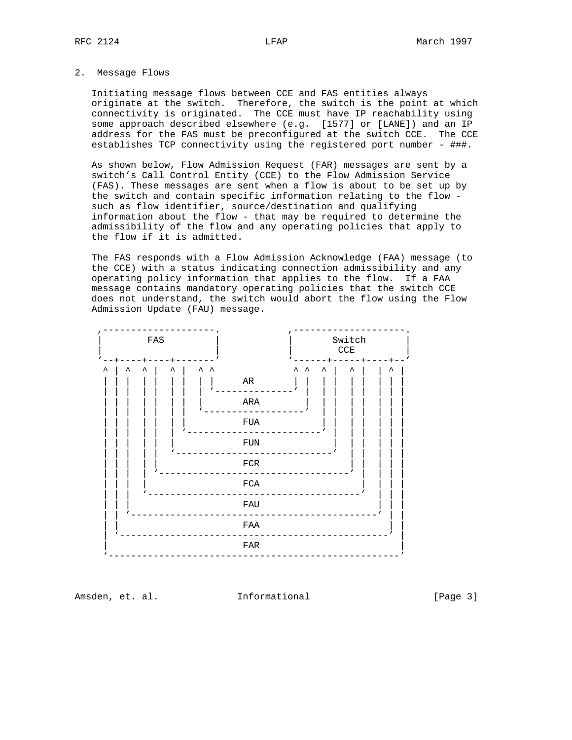## 2. Message Flows

Initiating message flows between CCE and FAS entities always originate at the switch. Therefore, the switch is the point at which connectivity is originated. The CCE must have IP reachability using some approach described elsewhere (e.g. [1577] or [LANE]) and an IP address for the FAS must be preconfigured at the switch CCE. The CCE establishes TCP connectivity using the registered port number - ###.

As shown below, Flow Admission Request (FAR) messages are sent by a switch's Call Control Entity (CCE) to the Flow Admission Service (FAS). These messages are sent when a flow is about to be set up by the switch and contain specific information relating to the flow - such as flow identifier, source/destination and qualifying information about the flow - that may be required to determine the admissibility of the flow and any operating policies that apply to the flow if it is admitted.

The FAS responds with a Flow Admission Acknowledge (FAA) message (to the CCE) with a status indicating connection admissibility and any operating policy information that applies to the flow. If a FAA message contains mandatory operating policies that the switch CCE does not understand, the switch would abort the flow using the Flow Admission Update (FAU) message.

```
 ,--------------------.            ,--------------------.
 |        FAS         |            |       Switch       |
 |                    |            |        CCE         |
 `--+----+----+-------'            `------+-----+----+--'
  ^ | ^  ^ |  ^ |  ^ ^              ^ ^  ^ |  ^ |  | ^ |
  | | |  | |  | |  | |      AR      | |  | |  | |  | | |
  | | |  | |  | |  | `--------------' |  | |  | |  | | |
  | | |  | |  | |  |        ARA       |  | |  | |  | | |
  | | |  | |  | |  `------------------'  | |  | |  | | |
  | | |  | |  | |           FUA          | |  | |  | | |
  | | |  | |  | `------------------------' |  | |  | | |
  | | |  | |  |             FUN            |  | |  | | |
  | | |  | |  `----------------------------'  | |  | | |
  | | |  | |                FCR              | |  | | |
  | | |  | `---------------------------------' |  | | |
  | | |  |                  FCA                |  | | |
  | | |  `-------------------------------------'  | | |
  | | |                     FAU                   | | |
  | | `-------------------------------------------' | |
  | |                       FAA                     | |
  | `-----------------------------------------------' |
  |                         FAR                       |
  `---------------------------------------------------'
```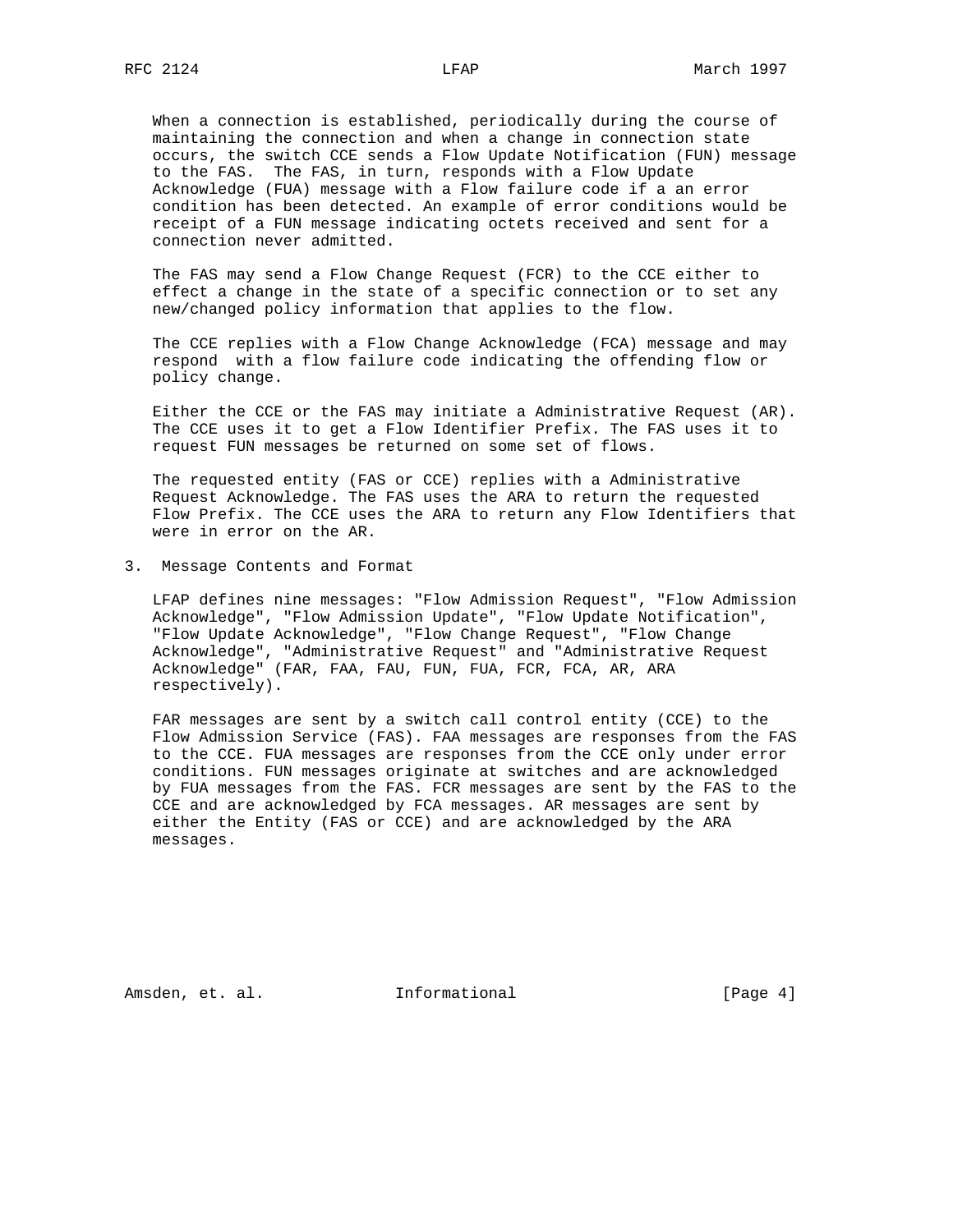When a connection is established, periodically during the course of maintaining the connection and when a change in connection state occurs, the switch CCE sends a Flow Update Notification (FUN) message to the FAS. The FAS, in turn, responds with a Flow Update Acknowledge (FUA) message with a Flow failure code if a an error condition has been detected. An example of error conditions would be receipt of a FUN message indicating octets received and sent for a connection never admitted.

The FAS may send a Flow Change Request (FCR) to the CCE either to effect a change in the state of a specific connection or to set any new/changed policy information that applies to the flow.

The CCE replies with a Flow Change Acknowledge (FCA) message and may respond with a flow failure code indicating the offending flow or policy change.

Either the CCE or the FAS may initiate a Administrative Request (AR). The CCE uses it to get a Flow Identifier Prefix. The FAS uses it to request FUN messages be returned on some set of flows.

The requested entity (FAS or CCE) replies with a Administrative Request Acknowledge. The FAS uses the ARA to return the requested Flow Prefix. The CCE uses the ARA to return any Flow Identifiers that were in error on the AR.

## 3. Message Contents and Format

LFAP defines nine messages: "Flow Admission Request", "Flow Admission Acknowledge", "Flow Admission Update", "Flow Update Notification", "Flow Update Acknowledge", "Flow Change Request", "Flow Change Acknowledge", "Administrative Request" and "Administrative Request Acknowledge" (FAR, FAA, FAU, FUN, FUA, FCR, FCA, AR, ARA respectively).

FAR messages are sent by a switch call control entity (CCE) to the Flow Admission Service (FAS). FAA messages are responses from the FAS to the CCE. FUA messages are responses from the CCE only under error conditions. FUN messages originate at switches and are acknowledged by FUA messages from the FAS. FCR messages are sent by the FAS to the CCE and are acknowledged by FCA messages. AR messages are sent by either the Entity (FAS or CCE) and are acknowledged by the ARA messages.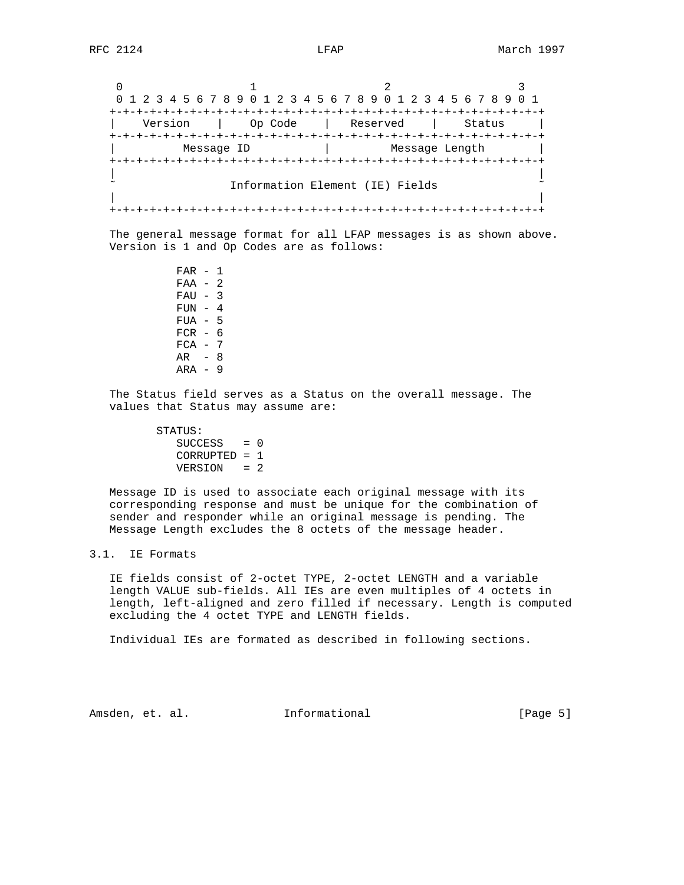```
 0                   1                   2                   3
 0 1 2 3 4 5 6 7 8 9 0 1 2 3 4 5 6 7 8 9 0 1 2 3 4 5 6 7 8 9 0 1
+-+-+-+-+-+-+-+-+-+-+-+-+-+-+-+-+-+-+-+-+-+-+-+-+-+-+-+-+-+-+-+-+
|    Version    |    Op Code    |   Reserved    |    Status     |
+-+-+-+-+-+-+-+-+-+-+-+-+-+-+-+-+-+-+-+-+-+-+-+-+-+-+-+-+-+-+-+-+
|         Message ID            |        Message Length         |
+-+-+-+-+-+-+-+-+-+-+-+-+-+-+-+-+-+-+-+-+-+-+-+-+-+-+-+-+-+-+-+-+
|                                                               |
~                 Information Element (IE) Fields               ~
|                                                               |
+-+-+-+-+-+-+-+-+-+-+-+-+-+-+-+-+-+-+-+-+-+-+-+-+-+-+-+-+-+-+-+-+
```

The general message format for all LFAP messages is as shown above. Version is 1 and Op Codes are as follows:

```
FAR - 1
FAA - 2
FAU - 3
FUN - 4
FUA - 5
FCR - 6
FCA - 7
AR  - 8
ARA - 9
```

The Status field serves as a Status on the overall message. The values that Status may assume are:

```
STATUS:
   SUCCESS   = 0
   CORRUPTED = 1
   VERSION   = 2
```

Message ID is used to associate each original message with its corresponding response and must be unique for the combination of sender and responder while an original message is pending. The Message Length excludes the 8 octets of the message header.

## 3.1. IE Formats

IE fields consist of 2-octet TYPE, 2-octet LENGTH and a variable length VALUE sub-fields. All IEs are even multiples of 4 octets in length, left-aligned and zero filled if necessary. Length is computed excluding the 4 octet TYPE and LENGTH fields.

Individual IEs are formated as described in following sections.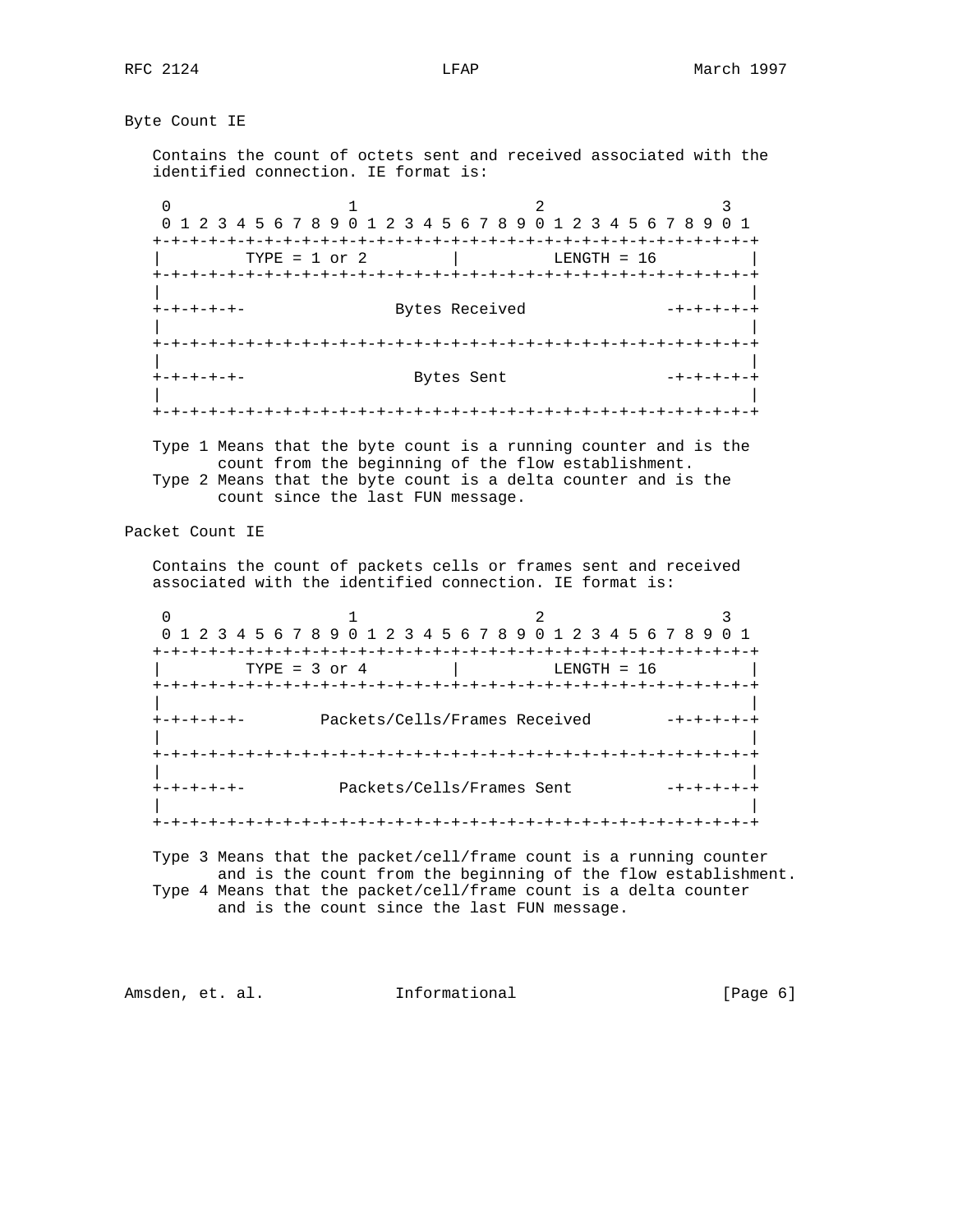## Byte Count IE

Contains the count of octets sent and received associated with the identified connection. IE format is:

```
 0                   1                   2                   3
 0 1 2 3 4 5 6 7 8 9 0 1 2 3 4 5 6 7 8 9 0 1 2 3 4 5 6 7 8 9 0 1
+-+-+-+-+-+-+-+-+-+-+-+-+-+-+-+-+-+-+-+-+-+-+-+-+-+-+-+-+-+-+-+-+
|         TYPE = 1 or 2         |          LENGTH = 16          |
+-+-+-+-+-+-+-+-+-+-+-+-+-+-+-+-+-+-+-+-+-+-+-+-+-+-+-+-+-+-+-+-+
|                                                               |
+-+-+-+-+-+-               Bytes Received             -+-+-+-+-+-+
|                                                               |
+-+-+-+-+-+-+-+-+-+-+-+-+-+-+-+-+-+-+-+-+-+-+-+-+-+-+-+-+-+-+-+-+
|                                                               |
+-+-+-+-+-+-                 Bytes Sent               -+-+-+-+-+-+
|                                                               |
+-+-+-+-+-+-+-+-+-+-+-+-+-+-+-+-+-+-+-+-+-+-+-+-+-+-+-+-+-+-+-+-+
```

Type 1 Means that the byte count is a running counter and is the count from the beginning of the flow establishment.
Type 2 Means that the byte count is a delta counter and is the count since the last FUN message.

## Packet Count IE

Contains the count of packets cells or frames sent and received associated with the identified connection. IE format is:

```
 0                   1                   2                   3
 0 1 2 3 4 5 6 7 8 9 0 1 2 3 4 5 6 7 8 9 0 1 2 3 4 5 6 7 8 9 0 1
+-+-+-+-+-+-+-+-+-+-+-+-+-+-+-+-+-+-+-+-+-+-+-+-+-+-+-+-+-+-+-+-+
|         TYPE = 3 or 4         |          LENGTH = 16          |
+-+-+-+-+-+-+-+-+-+-+-+-+-+-+-+-+-+-+-+-+-+-+-+-+-+-+-+-+-+-+-+-+
|                                                               |
+-+-+-+-+-+-        Packets/Cells/Frames Received     -+-+-+-+-+-+
|                                                               |
+-+-+-+-+-+-+-+-+-+-+-+-+-+-+-+-+-+-+-+-+-+-+-+-+-+-+-+-+-+-+-+-+
|                                                               |
+-+-+-+-+-+-          Packets/Cells/Frames Sent       -+-+-+-+-+-+
|                                                               |
+-+-+-+-+-+-+-+-+-+-+-+-+-+-+-+-+-+-+-+-+-+-+-+-+-+-+-+-+-+-+-+-+
```

Type 3 Means that the packet/cell/frame count is a running counter and is the count from the beginning of the flow establishment.
Type 4 Means that the packet/cell/frame count is a delta counter and is the count since the last FUN message.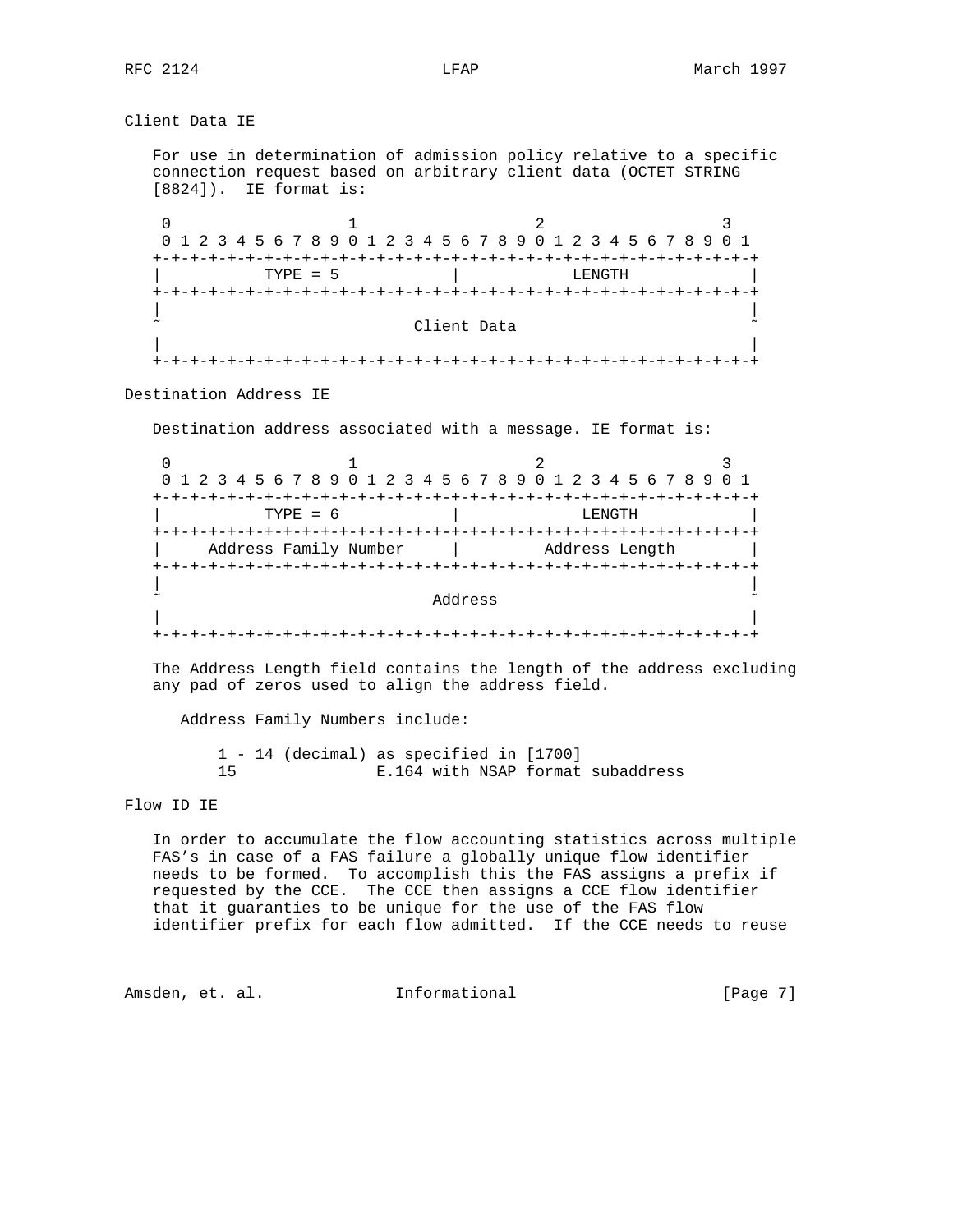### Client Data IE

For use in determination of admission policy relative to a specific connection request based on arbitrary client data (OCTET STRING [8824]). IE format is:

```
 0                   1                   2                   3
 0 1 2 3 4 5 6 7 8 9 0 1 2 3 4 5 6 7 8 9 0 1 2 3 4 5 6 7 8 9 0 1
+-+-+-+-+-+-+-+-+-+-+-+-+-+-+-+-+-+-+-+-+-+-+-+-+-+-+-+-+-+-+-+-+
|           TYPE = 5            |            LENGTH             |
+-+-+-+-+-+-+-+-+-+-+-+-+-+-+-+-+-+-+-+-+-+-+-+-+-+-+-+-+-+-+-+-+
|                                                               |
~                          Client Data                          ~
|                                                               |
+-+-+-+-+-+-+-+-+-+-+-+-+-+-+-+-+-+-+-+-+-+-+-+-+-+-+-+-+-+-+-+-+
```

### Destination Address IE

Destination address associated with a message. IE format is:

```
 0                   1                   2                   3
 0 1 2 3 4 5 6 7 8 9 0 1 2 3 4 5 6 7 8 9 0 1 2 3 4 5 6 7 8 9 0 1
+-+-+-+-+-+-+-+-+-+-+-+-+-+-+-+-+-+-+-+-+-+-+-+-+-+-+-+-+-+-+-+-+
|           TYPE = 6            |             LENGTH            |
+-+-+-+-+-+-+-+-+-+-+-+-+-+-+-+-+-+-+-+-+-+-+-+-+-+-+-+-+-+-+-+-+
|     Address Family Number     |         Address Length        |
+-+-+-+-+-+-+-+-+-+-+-+-+-+-+-+-+-+-+-+-+-+-+-+-+-+-+-+-+-+-+-+-+
|                                                               |
~                            Address                            ~
|                                                               |
+-+-+-+-+-+-+-+-+-+-+-+-+-+-+-+-+-+-+-+-+-+-+-+-+-+-+-+-+-+-+-+-+
```

The Address Length field contains the length of the address excluding any pad of zeros used to align the address field.

Address Family Numbers include:

```
1 - 14 (decimal) as specified in [1700]
15               E.164 with NSAP format subaddress
```

### Flow ID IE

In order to accumulate the flow accounting statistics across multiple FAS's in case of a FAS failure a globally unique flow identifier needs to be formed. To accomplish this the FAS assigns a prefix if requested by the CCE. The CCE then assigns a CCE flow identifier that it guaranties to be unique for the use of the FAS flow identifier prefix for each flow admitted. If the CCE needs to reuse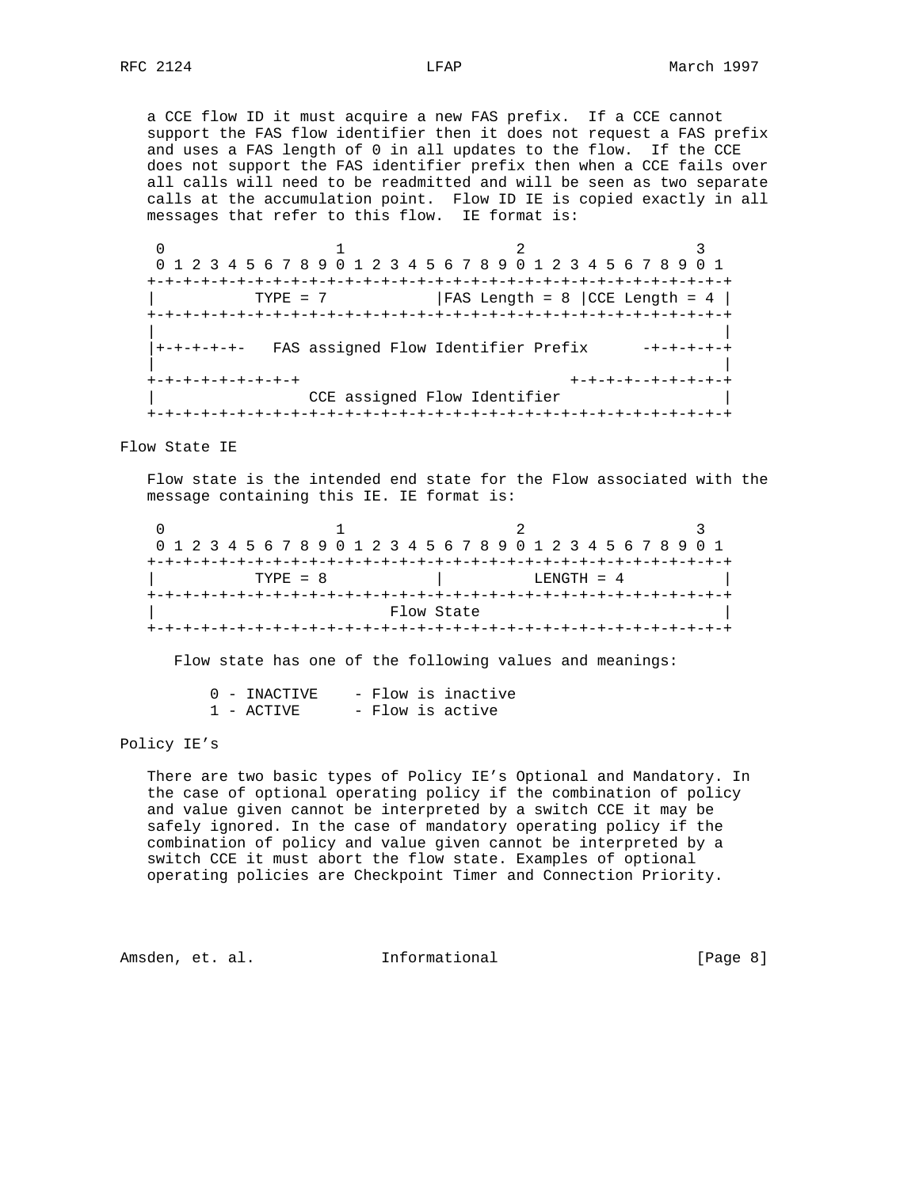a CCE flow ID it must acquire a new FAS prefix. If a CCE cannot support the FAS flow identifier then it does not request a FAS prefix and uses a FAS length of 0 in all updates to the flow. If the CCE does not support the FAS identifier prefix then when a CCE fails over all calls will need to be readmitted and will be seen as two separate calls at the accumulation point. Flow ID IE is copied exactly in all messages that refer to this flow. IE format is:

```
 0                   1                   2                   3
 0 1 2 3 4 5 6 7 8 9 0 1 2 3 4 5 6 7 8 9 0 1 2 3 4 5 6 7 8 9 0 1
+-+-+-+-+-+-+-+-+-+-+-+-+-+-+-+-+-+-+-+-+-+-+-+-+-+-+-+-+-+-+-+-+
|          TYPE = 7             |FAS Length = 8 |CCE Length = 4 |
+-+-+-+-+-+-+-+-+-+-+-+-+-+-+-+-+-+-+-+-+-+-+-+-+-+-+-+-+-+-+-+-+
|                                                               |
|+-+-+-+-+-   FAS assigned Flow Identifier Prefix      -+-+-+-+-+
|                                                               |
+-+-+-+-+-+-+-+-+                               +-+-+-+-+-+-+-+-+
|                CCE assigned Flow Identifier                   |
+-+-+-+-+-+-+-+-+-+-+-+-+-+-+-+-+-+-+-+-+-+-+-+-+-+-+-+-+-+-+-+-+
```

Flow State IE

Flow state is the intended end state for the Flow associated with the message containing this IE. IE format is:

```
 0                   1                   2                   3
 0 1 2 3 4 5 6 7 8 9 0 1 2 3 4 5 6 7 8 9 0 1 2 3 4 5 6 7 8 9 0 1
+-+-+-+-+-+-+-+-+-+-+-+-+-+-+-+-+-+-+-+-+-+-+-+-+-+-+-+-+-+-+-+-+
|          TYPE = 8             |          LENGTH = 4           |
+-+-+-+-+-+-+-+-+-+-+-+-+-+-+-+-+-+-+-+-+-+-+-+-+-+-+-+-+-+-+-+-+
|                          Flow State                           |
+-+-+-+-+-+-+-+-+-+-+-+-+-+-+-+-+-+-+-+-+-+-+-+-+-+-+-+-+-+-+-+-+
```

Flow state has one of the following values and meanings:

```
0 - INACTIVE    - Flow is inactive
1 - ACTIVE      - Flow is active
```

Policy IE's

There are two basic types of Policy IE's Optional and Mandatory. In the case of optional operating policy if the combination of policy and value given cannot be interpreted by a switch CCE it may be safely ignored. In the case of mandatory operating policy if the combination of policy and value given cannot be interpreted by a switch CCE it must abort the flow state. Examples of optional operating policies are Checkpoint Timer and Connection Priority.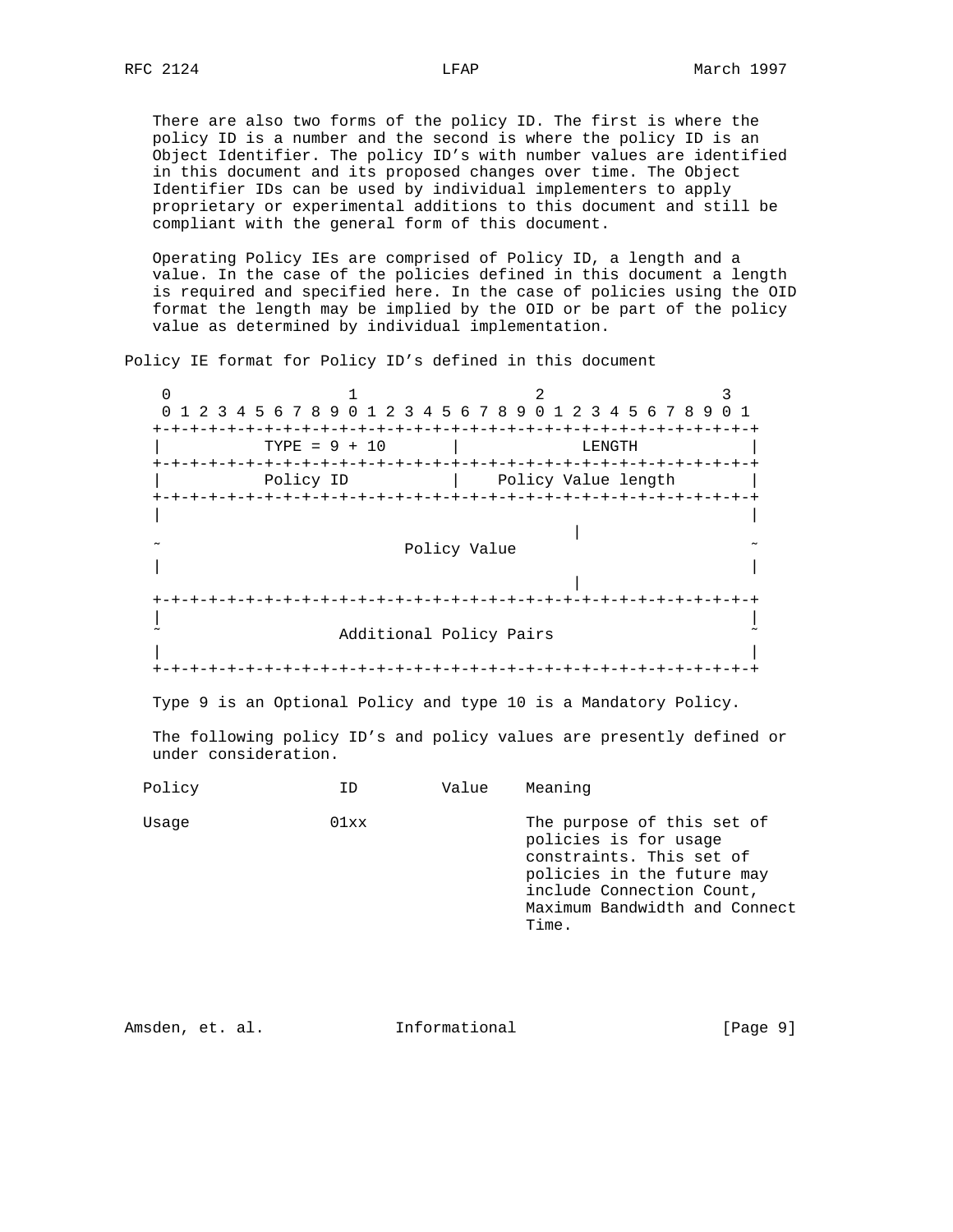There are also two forms of the policy ID. The first is where the policy ID is a number and the second is where the policy ID is an Object Identifier. The policy ID's with number values are identified in this document and its proposed changes over time. The Object Identifier IDs can be used by individual implementers to apply proprietary or experimental additions to this document and still be compliant with the general form of this document.

Operating Policy IEs are comprised of Policy ID, a length and a value. In the case of the policies defined in this document a length is required and specified here. In the case of policies using the OID format the length may be implied by the OID or be part of the policy value as determined by individual implementation.

Policy IE format for Policy ID's defined in this document

```
 0                   1                   2                   3
 0 1 2 3 4 5 6 7 8 9 0 1 2 3 4 5 6 7 8 9 0 1 2 3 4 5 6 7 8 9 0 1
+-+-+-+-+-+-+-+-+-+-+-+-+-+-+-+-+-+-+-+-+-+-+-+-+-+-+-+-+-+-+-+-+
|          TYPE = 9 + 10        |             LENGTH            |
+-+-+-+-+-+-+-+-+-+-+-+-+-+-+-+-+-+-+-+-+-+-+-+-+-+-+-+-+-+-+-+-+
|          Policy ID            |    Policy Value length        |
+-+-+-+-+-+-+-+-+-+-+-+-+-+-+-+-+-+-+-+-+-+-+-+-+-+-+-+-+-+-+-+-+
|                                                               |
~                          Policy Value                         ~
|                                                               |
+-+-+-+-+-+-+-+-+-+-+-+-+-+-+-+-+-+-+-+-+-+-+-+-+-+-+-+-+-+-+-+-+
|                                                               |
~                   Additional Policy Pairs                     ~
|                                                               |
+-+-+-+-+-+-+-+-+-+-+-+-+-+-+-+-+-+-+-+-+-+-+-+-+-+-+-+-+-+-+-+-+
```

Type 9 is an Optional Policy and type 10 is a Mandatory Policy.

The following policy ID's and policy values are presently defined or under consideration.

| Policy | ID | Value | Meaning |
|---|---|---|---|
| Usage | 01xx | | The purpose of this set of policies is for usage constraints. This set of policies in the future may include Connection Count, Maximum Bandwidth and Connect Time. |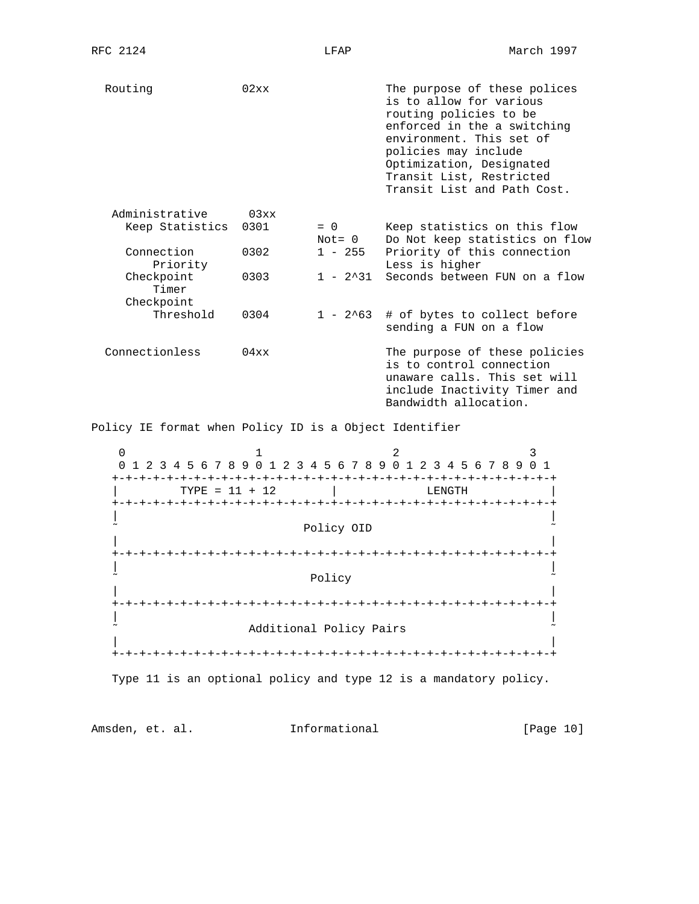```
  Routing             02xx                    The purpose of these polices
                                              is to allow for various
                                              routing policies to be
                                              enforced in the a switching
                                              environment. This set of
                                              policies may include
                                              Optimization, Designated
                                              Transit List, Restricted
                                              Transit List and Path Cost.

   Administrative      03xx
     Keep Statistics  0301       = 0          Keep statistics on this flow
                                 Not= 0       Do Not keep statistics on flow
     Connection       0302       1 - 255      Priority of this connection
         Priority                             Less is higher
     Checkpoint       0303       1 - 2^31     Seconds between FUN on a flow
         Timer
     Checkpoint
         Threshold    0304       1 - 2^63     # of bytes to collect before
                                              sending a FUN on a flow

  Connectionless      04xx                    The purpose of these policies
                                              is to control connection
                                              unaware calls. This set will
                                              include Inactivity Timer and
                                              Bandwidth allocation.
```

Policy IE format when Policy ID is a Object Identifier

```
    0                   1                   2                   3
    0 1 2 3 4 5 6 7 8 9 0 1 2 3 4 5 6 7 8 9 0 1 2 3 4 5 6 7 8 9 0 1
   +-+-+-+-+-+-+-+-+-+-+-+-+-+-+-+-+-+-+-+-+-+-+-+-+-+-+-+-+-+-+-+-+
   |         TYPE = 11 + 12        |             LENGTH            |
   +-+-+-+-+-+-+-+-+-+-+-+-+-+-+-+-+-+-+-+-+-+-+-+-+-+-+-+-+-+-+-+-+
   |                                                               |
   ~                          Policy OID                           ~
   |                                                               |
   +-+-+-+-+-+-+-+-+-+-+-+-+-+-+-+-+-+-+-+-+-+-+-+-+-+-+-+-+-+-+-+-+
   |                                                               |
   ~                            Policy                             ~
   |                                                               |
   +-+-+-+-+-+-+-+-+-+-+-+-+-+-+-+-+-+-+-+-+-+-+-+-+-+-+-+-+-+-+-+-+
   |                                                               |
   ~                    Additional Policy Pairs                    ~
   |                                                               |
   +-+-+-+-+-+-+-+-+-+-+-+-+-+-+-+-+-+-+-+-+-+-+-+-+-+-+-+-+-+-+-+-+
```

Type 11 is an optional policy and type 12 is a mandatory policy.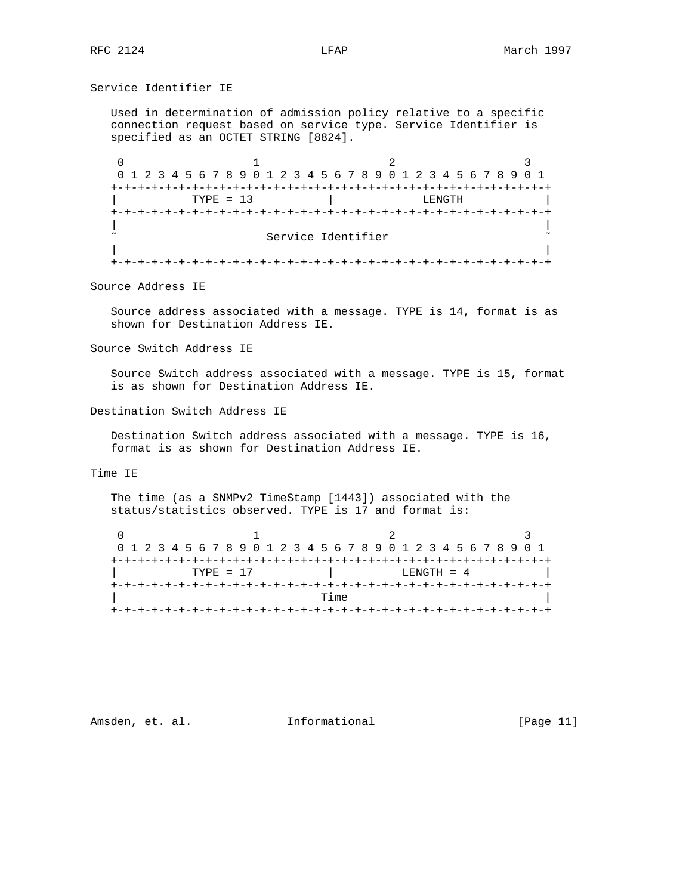### Service Identifier IE

Used in determination of admission policy relative to a specific connection request based on service type. Service Identifier is specified as an OCTET STRING [8824].

```
 0                   1                   2                   3
 0 1 2 3 4 5 6 7 8 9 0 1 2 3 4 5 6 7 8 9 0 1 2 3 4 5 6 7 8 9 0 1
+-+-+-+-+-+-+-+-+-+-+-+-+-+-+-+-+-+-+-+-+-+-+-+-+-+-+-+-+-+-+-+-+
|          TYPE = 13            |             LENGTH            |
+-+-+-+-+-+-+-+-+-+-+-+-+-+-+-+-+-+-+-+-+-+-+-+-+-+-+-+-+-+-+-+-+
|                                                               |
~                      Service Identifier                       ~
|                                                               |
+-+-+-+-+-+-+-+-+-+-+-+-+-+-+-+-+-+-+-+-+-+-+-+-+-+-+-+-+-+-+-+-+
```

### Source Address IE

Source address associated with a message. TYPE is 14, format is as shown for Destination Address IE.

### Source Switch Address IE

Source Switch address associated with a message. TYPE is 15, format is as shown for Destination Address IE.

### Destination Switch Address IE

Destination Switch address associated with a message. TYPE is 16, format is as shown for Destination Address IE.

### Time IE

The time (as a SNMPv2 TimeStamp [1443]) associated with the status/statistics observed. TYPE is 17 and format is:

```
 0                   1                   2                   3
 0 1 2 3 4 5 6 7 8 9 0 1 2 3 4 5 6 7 8 9 0 1 2 3 4 5 6 7 8 9 0 1
+-+-+-+-+-+-+-+-+-+-+-+-+-+-+-+-+-+-+-+-+-+-+-+-+-+-+-+-+-+-+-+-+
|          TYPE = 17            |          LENGTH = 4           |
+-+-+-+-+-+-+-+-+-+-+-+-+-+-+-+-+-+-+-+-+-+-+-+-+-+-+-+-+-+-+-+-+
|                              Time                             |
+-+-+-+-+-+-+-+-+-+-+-+-+-+-+-+-+-+-+-+-+-+-+-+-+-+-+-+-+-+-+-+-+
```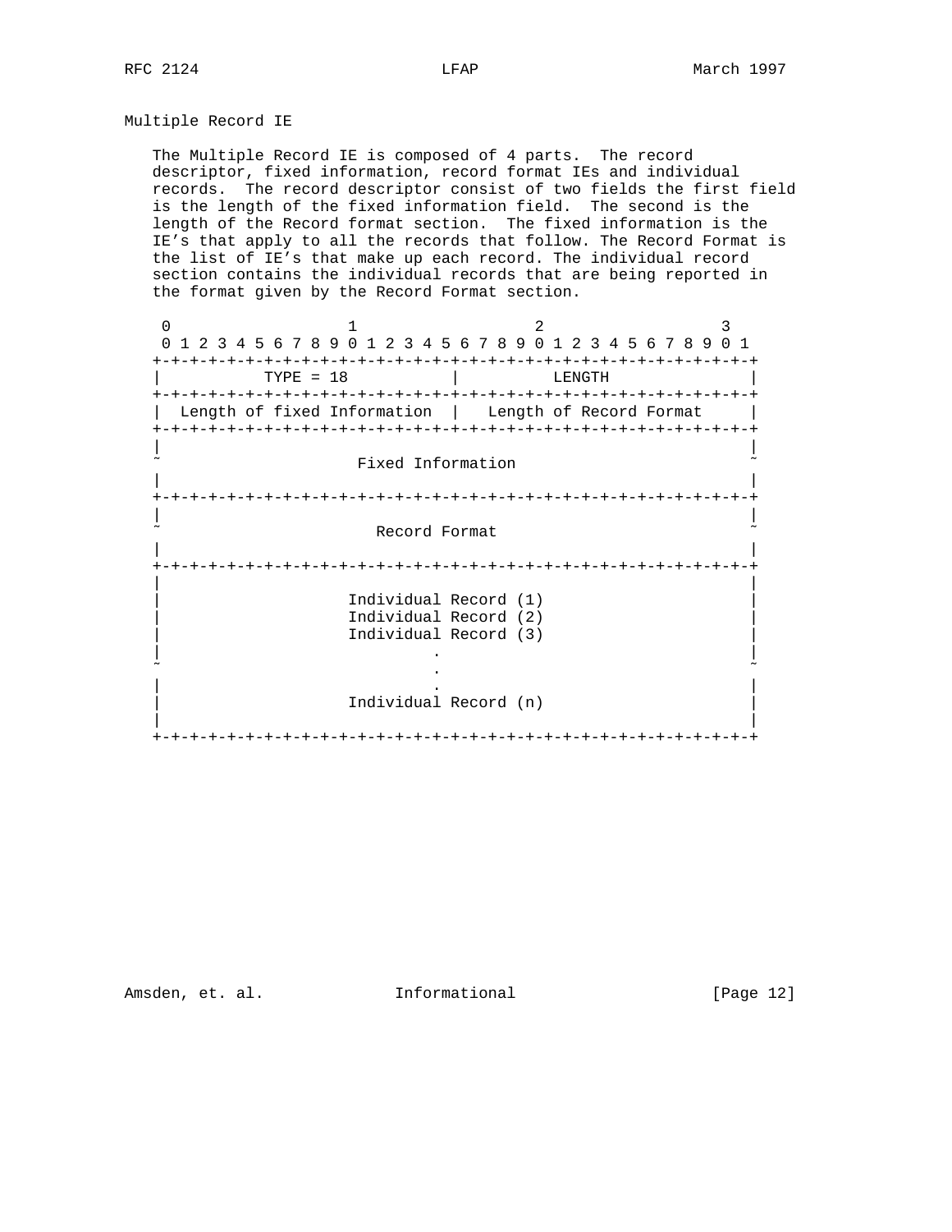## Multiple Record IE

The Multiple Record IE is composed of 4 parts. The record descriptor, fixed information, record format IEs and individual records. The record descriptor consist of two fields the first field is the length of the fixed information field. The second is the length of the Record format section. The fixed information is the IE's that apply to all the records that follow. The Record Format is the list of IE's that make up each record. The individual record section contains the individual records that are being reported in the format given by the Record Format section.

```
 0                   1                   2                   3
 0 1 2 3 4 5 6 7 8 9 0 1 2 3 4 5 6 7 8 9 0 1 2 3 4 5 6 7 8 9 0 1
+-+-+-+-+-+-+-+-+-+-+-+-+-+-+-+-+-+-+-+-+-+-+-+-+-+-+-+-+-+-+-+-+
|           TYPE = 18           |          LENGTH               |
+-+-+-+-+-+-+-+-+-+-+-+-+-+-+-+-+-+-+-+-+-+-+-+-+-+-+-+-+-+-+-+-+
|  Length of fixed Information  |   Length of Record Format     |
+-+-+-+-+-+-+-+-+-+-+-+-+-+-+-+-+-+-+-+-+-+-+-+-+-+-+-+-+-+-+-+-+
|                                                               |
~                      Fixed Information                        ~
|                                                               |
+-+-+-+-+-+-+-+-+-+-+-+-+-+-+-+-+-+-+-+-+-+-+-+-+-+-+-+-+-+-+-+-+
|                                                               |
~                        Record Format                          ~
|                                                               |
+-+-+-+-+-+-+-+-+-+-+-+-+-+-+-+-+-+-+-+-+-+-+-+-+-+-+-+-+-+-+-+-+
|                                                               |
|                    Individual Record (1)                      |
|                    Individual Record (2)                      |
|                    Individual Record (3)                      |
|                             .                                 |
~                             .                                 ~
|                             .                                 |
|                    Individual Record (n)                      |
|                                                               |
+-+-+-+-+-+-+-+-+-+-+-+-+-+-+-+-+-+-+-+-+-+-+-+-+-+-+-+-+-+-+-+-+
```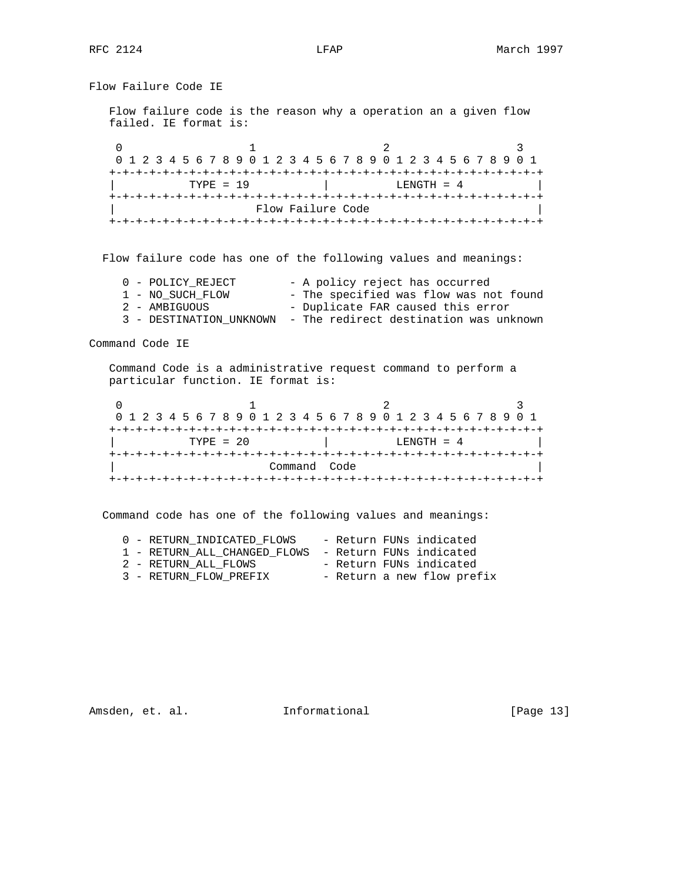## Flow Failure Code IE

Flow failure code is the reason why a operation an a given flow failed. IE format is:

```
 0                   1                   2                   3
 0 1 2 3 4 5 6 7 8 9 0 1 2 3 4 5 6 7 8 9 0 1 2 3 4 5 6 7 8 9 0 1
+-+-+-+-+-+-+-+-+-+-+-+-+-+-+-+-+-+-+-+-+-+-+-+-+-+-+-+-+-+-+-+-+
|           TYPE = 19           |          LENGTH = 4           |
+-+-+-+-+-+-+-+-+-+-+-+-+-+-+-+-+-+-+-+-+-+-+-+-+-+-+-+-+-+-+-+-+
|                     Flow Failure Code                         |
+-+-+-+-+-+-+-+-+-+-+-+-+-+-+-+-+-+-+-+-+-+-+-+-+-+-+-+-+-+-+-+-+
```

Flow failure code has one of the following values and meanings:

```
0 - POLICY_REJECT        - A policy reject has occurred
1 - NO_SUCH_FLOW         - The specified was flow was not found
2 - AMBIGUOUS            - Duplicate FAR caused this error
3 - DESTINATION_UNKNOWN  - The redirect destination was unknown
```

## Command Code IE

Command Code is a administrative request command to perform a particular function. IE format is:

```
 0                   1                   2                   3
 0 1 2 3 4 5 6 7 8 9 0 1 2 3 4 5 6 7 8 9 0 1 2 3 4 5 6 7 8 9 0 1
+-+-+-+-+-+-+-+-+-+-+-+-+-+-+-+-+-+-+-+-+-+-+-+-+-+-+-+-+-+-+-+-+
|           TYPE = 20           |          LENGTH = 4           |
+-+-+-+-+-+-+-+-+-+-+-+-+-+-+-+-+-+-+-+-+-+-+-+-+-+-+-+-+-+-+-+-+
|                       Command  Code                           |
+-+-+-+-+-+-+-+-+-+-+-+-+-+-+-+-+-+-+-+-+-+-+-+-+-+-+-+-+-+-+-+-+
```

Command code has one of the following values and meanings:

```
0 - RETURN_INDICATED_FLOWS    - Return FUNs indicated
1 - RETURN_ALL_CHANGED_FLOWS  - Return FUNs indicated
2 - RETURN_ALL_FLOWS          - Return FUNs indicated
3 - RETURN_FLOW_PREFIX        - Return a new flow prefix
```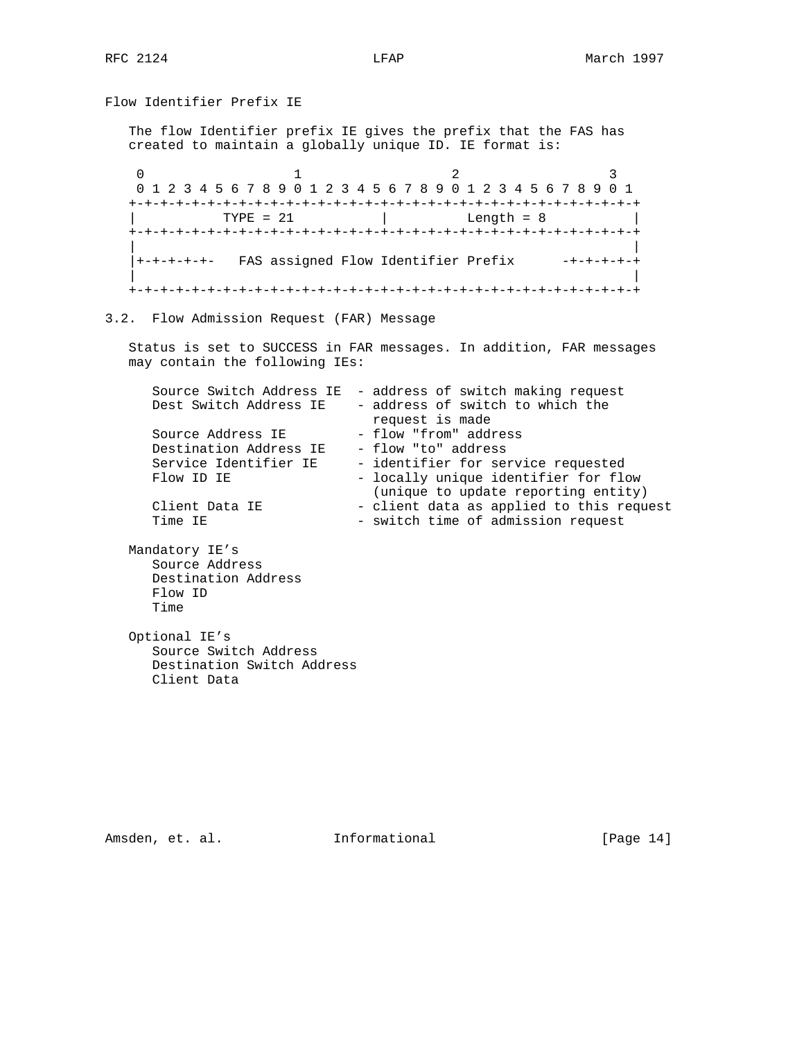### Flow Identifier Prefix IE

The flow Identifier prefix IE gives the prefix that the FAS has created to maintain a globally unique ID. IE format is:

```
 0                   1                   2                   3
 0 1 2 3 4 5 6 7 8 9 0 1 2 3 4 5 6 7 8 9 0 1 2 3 4 5 6 7 8 9 0 1
+-+-+-+-+-+-+-+-+-+-+-+-+-+-+-+-+-+-+-+-+-+-+-+-+-+-+-+-+-+-+-+-+
|          TYPE = 21            |          Length = 8           |
+-+-+-+-+-+-+-+-+-+-+-+-+-+-+-+-+-+-+-+-+-+-+-+-+-+-+-+-+-+-+-+-+
|                                                               |
|+-+-+-+-+-   FAS assigned Flow Identifier Prefix      -+-+-+-+-+
|                                                               |
+-+-+-+-+-+-+-+-+-+-+-+-+-+-+-+-+-+-+-+-+-+-+-+-+-+-+-+-+-+-+-+-+
```

## 3.2. Flow Admission Request (FAR) Message

Status is set to SUCCESS in FAR messages. In addition, FAR messages may contain the following IEs:

```
Source Switch Address IE  - address of switch making request
Dest Switch Address IE    - address of switch to which the
                            request is made
Source Address IE         - flow "from" address
Destination Address IE    - flow "to" address
Service Identifier IE     - identifier for service requested
Flow ID IE                - locally unique identifier for flow
                            (unique to update reporting entity)
Client Data IE            - client data as applied to this request
Time IE                   - switch time of admission request
```

Mandatory IE's
- Source Address
- Destination Address
- Flow ID
- Time

Optional IE's
- Source Switch Address
- Destination Switch Address
- Client Data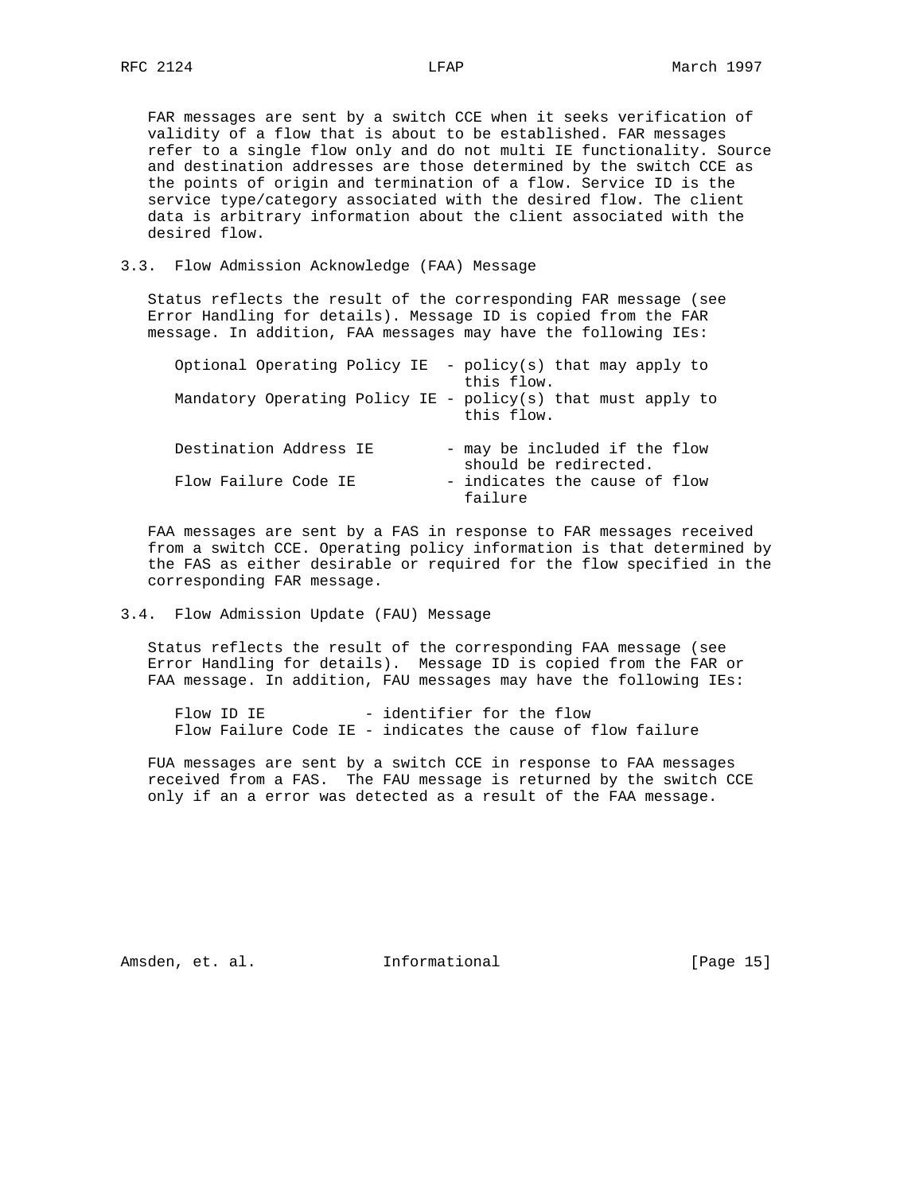FAR messages are sent by a switch CCE when it seeks verification of validity of a flow that is about to be established. FAR messages refer to a single flow only and do not multi IE functionality. Source and destination addresses are those determined by the switch CCE as the points of origin and termination of a flow. Service ID is the service type/category associated with the desired flow. The client data is arbitrary information about the client associated with the desired flow.

## 3.3. Flow Admission Acknowledge (FAA) Message

Status reflects the result of the corresponding FAR message (see Error Handling for details). Message ID is copied from the FAR message. In addition, FAA messages may have the following IEs:

```
   Optional Operating Policy IE  - policy(s) that may apply to
                                   this flow.
   Mandatory Operating Policy IE - policy(s) that must apply to
                                   this flow.

   Destination Address IE        - may be included if the flow
                                   should be redirected.
   Flow Failure Code IE          - indicates the cause of flow
                                   failure
```

FAA messages are sent by a FAS in response to FAR messages received from a switch CCE. Operating policy information is that determined by the FAS as either desirable or required for the flow specified in the corresponding FAR message.

## 3.4. Flow Admission Update (FAU) Message

Status reflects the result of the corresponding FAA message (see Error Handling for details). Message ID is copied from the FAR or FAA message. In addition, FAU messages may have the following IEs:

```
   Flow ID IE           - identifier for the flow
   Flow Failure Code IE - indicates the cause of flow failure
```

FUA messages are sent by a switch CCE in response to FAA messages received from a FAS. The FAU message is returned by the switch CCE only if an a error was detected as a result of the FAA message.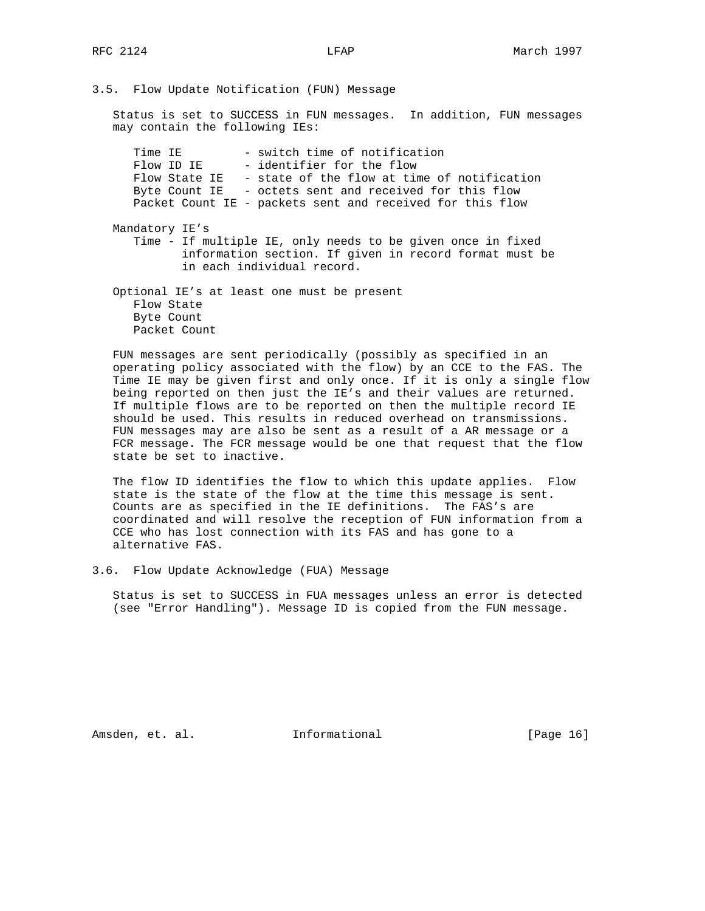### 3.5. Flow Update Notification (FUN) Message

Status is set to SUCCESS in FUN messages. In addition, FUN messages may contain the following IEs:

```
Time IE         - switch time of notification
Flow ID IE      - identifier for the flow
Flow State IE   - state of the flow at time of notification
Byte Count IE   - octets sent and received for this flow
Packet Count IE - packets sent and received for this flow
```

Mandatory IE’s

```
Time - If multiple IE, only needs to be given once in fixed
       information section. If given in record format must be
       in each individual record.
```

Optional IE’s at least one must be present

```
Flow State
Byte Count
Packet Count
```

FUN messages are sent periodically (possibly as specified in an operating policy associated with the flow) by an CCE to the FAS. The Time IE may be given first and only once. If it is only a single flow being reported on then just the IE’s and their values are returned. If multiple flows are to be reported on then the multiple record IE should be used. This results in reduced overhead on transmissions. FUN messages may are also be sent as a result of a AR message or a FCR message. The FCR message would be one that request that the flow state be set to inactive.

The flow ID identifies the flow to which this update applies. Flow state is the state of the flow at the time this message is sent. Counts are as specified in the IE definitions. The FAS’s are coordinated and will resolve the reception of FUN information from a CCE who has lost connection with its FAS and has gone to a alternative FAS.

### 3.6. Flow Update Acknowledge (FUA) Message

Status is set to SUCCESS in FUA messages unless an error is detected (see "Error Handling"). Message ID is copied from the FUN message.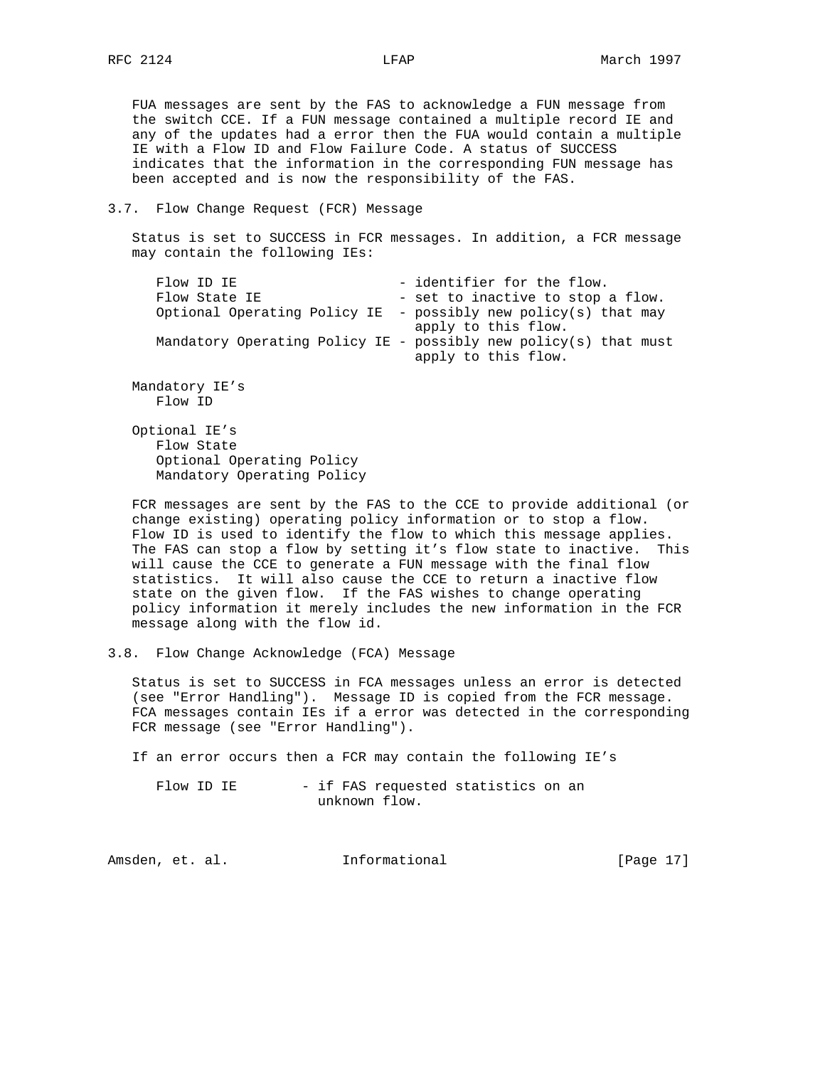FUA messages are sent by the FAS to acknowledge a FUN message from the switch CCE. If a FUN message contained a multiple record IE and any of the updates had a error then the FUA would contain a multiple IE with a Flow ID and Flow Failure Code. A status of SUCCESS indicates that the information in the corresponding FUN message has been accepted and is now the responsibility of the FAS.

## 3.7. Flow Change Request (FCR) Message

Status is set to SUCCESS in FCR messages. In addition, a FCR message may contain the following IEs:

```
Flow ID IE                     - identifier for the flow.
Flow State IE                  - set to inactive to stop a flow.
Optional Operating Policy IE  - possibly new policy(s) that may
                                apply to this flow.
Mandatory Operating Policy IE - possibly new policy(s) that must
                                apply to this flow.
```

Mandatory IE’s
   Flow ID

Optional IE’s
   Flow State
   Optional Operating Policy
   Mandatory Operating Policy

FCR messages are sent by the FAS to the CCE to provide additional (or change existing) operating policy information or to stop a flow. Flow ID is used to identify the flow to which this message applies. The FAS can stop a flow by setting it’s flow state to inactive. This will cause the CCE to generate a FUN message with the final flow statistics. It will also cause the CCE to return a inactive flow state on the given flow. If the FAS wishes to change operating policy information it merely includes the new information in the FCR message along with the flow id.

## 3.8. Flow Change Acknowledge (FCA) Message

Status is set to SUCCESS in FCA messages unless an error is detected (see "Error Handling"). Message ID is copied from the FCR message. FCA messages contain IEs if a error was detected in the corresponding FCR message (see "Error Handling").

If an error occurs then a FCR may contain the following IE’s

```
Flow ID IE        - if FAS requested statistics on an
                    unknown flow.
```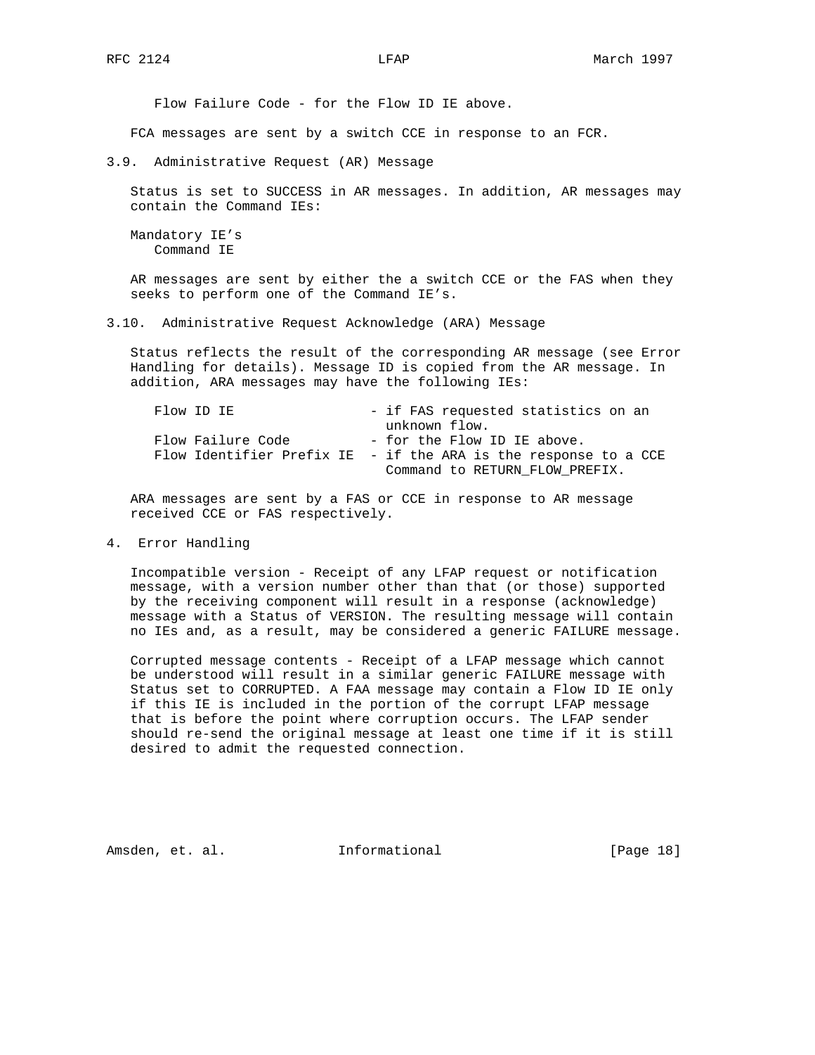Flow Failure Code - for the Flow ID IE above.

FCA messages are sent by a switch CCE in response to an FCR.

### 3.9. Administrative Request (AR) Message

Status is set to SUCCESS in AR messages. In addition, AR messages may contain the Command IEs:

Mandatory IE’s
  Command IE

AR messages are sent by either the a switch CCE or the FAS when they seeks to perform one of the Command IE’s.

### 3.10. Administrative Request Acknowledge (ARA) Message

Status reflects the result of the corresponding AR message (see Error Handling for details). Message ID is copied from the AR message. In addition, ARA messages may have the following IEs:

```
Flow ID IE                 - if FAS requested statistics on an
                             unknown flow.
Flow Failure Code          - for the Flow ID IE above.
Flow Identifier Prefix IE  - if the ARA is the response to a CCE
                             Command to RETURN_FLOW_PREFIX.
```

ARA messages are sent by a FAS or CCE in response to AR message received CCE or FAS respectively.

## 4. Error Handling

Incompatible version - Receipt of any LFAP request or notification message, with a version number other than that (or those) supported by the receiving component will result in a response (acknowledge) message with a Status of VERSION. The resulting message will contain no IEs and, as a result, may be considered a generic FAILURE message.

Corrupted message contents - Receipt of a LFAP message which cannot be understood will result in a similar generic FAILURE message with Status set to CORRUPTED. A FAA message may contain a Flow ID IE only if this IE is included in the portion of the corrupt LFAP message that is before the point where corruption occurs. The LFAP sender should re-send the original message at least one time if it is still desired to admit the requested connection.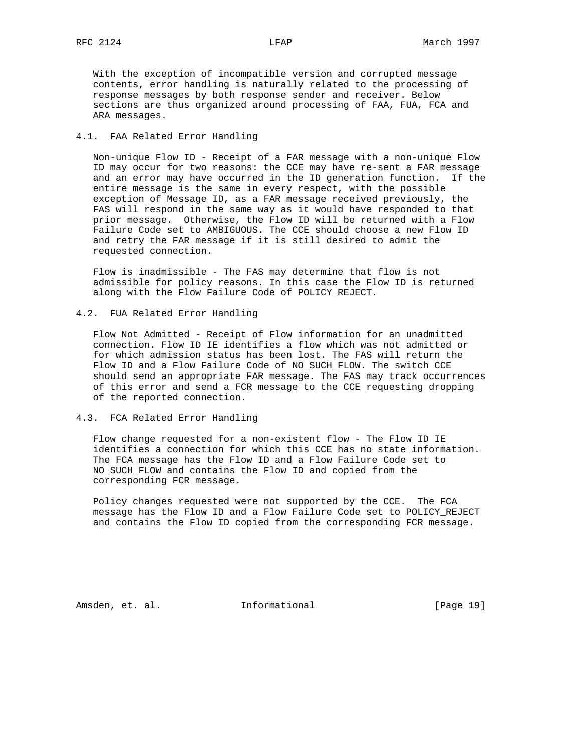With the exception of incompatible version and corrupted message contents, error handling is naturally related to the processing of response messages by both response sender and receiver. Below sections are thus organized around processing of FAA, FUA, FCA and ARA messages.

## 4.1. FAA Related Error Handling

Non-unique Flow ID - Receipt of a FAR message with a non-unique Flow ID may occur for two reasons: the CCE may have re-sent a FAR message and an error may have occurred in the ID generation function. If the entire message is the same in every respect, with the possible exception of Message ID, as a FAR message received previously, the FAS will respond in the same way as it would have responded to that prior message. Otherwise, the Flow ID will be returned with a Flow Failure Code set to AMBIGUOUS. The CCE should choose a new Flow ID and retry the FAR message if it is still desired to admit the requested connection.

Flow is inadmissible - The FAS may determine that flow is not admissible for policy reasons. In this case the Flow ID is returned along with the Flow Failure Code of POLICY_REJECT.

## 4.2. FUA Related Error Handling

Flow Not Admitted - Receipt of Flow information for an unadmitted connection. Flow ID IE identifies a flow which was not admitted or for which admission status has been lost. The FAS will return the Flow ID and a Flow Failure Code of NO_SUCH_FLOW. The switch CCE should send an appropriate FAR message. The FAS may track occurrences of this error and send a FCR message to the CCE requesting dropping of the reported connection.

## 4.3. FCA Related Error Handling

Flow change requested for a non-existent flow - The Flow ID IE identifies a connection for which this CCE has no state information. The FCA message has the Flow ID and a Flow Failure Code set to NO_SUCH_FLOW and contains the Flow ID and copied from the corresponding FCR message.

Policy changes requested were not supported by the CCE. The FCA message has the Flow ID and a Flow Failure Code set to POLICY_REJECT and contains the Flow ID copied from the corresponding FCR message.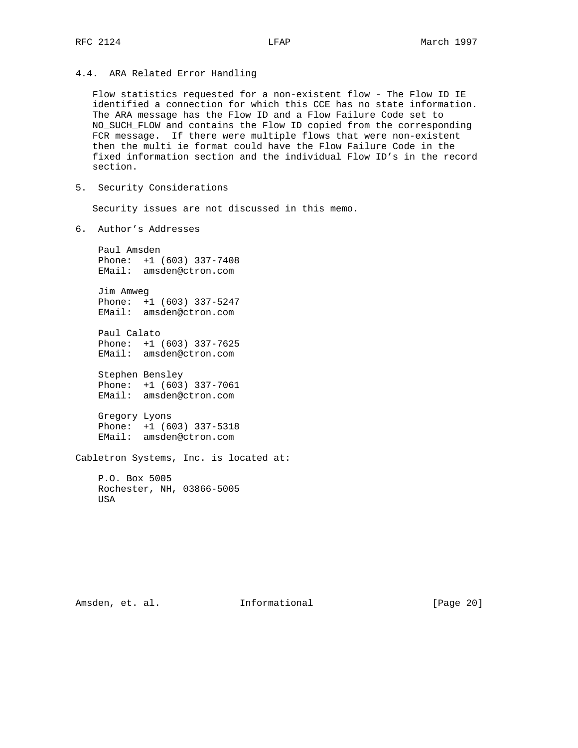## 4.4. ARA Related Error Handling

Flow statistics requested for a non-existent flow - The Flow ID IE identified a connection for which this CCE has no state information. The ARA message has the Flow ID and a Flow Failure Code set to NO_SUCH_FLOW and contains the Flow ID copied from the corresponding FCR message. If there were multiple flows that were non-existent then the multi ie format could have the Flow Failure Code in the fixed information section and the individual Flow ID's in the record section.

# 5. Security Considerations

Security issues are not discussed in this memo.

# 6. Author's Addresses

Paul Amsden
Phone: +1 (603) 337-7408
EMail: amsden@ctron.com

Jim Amweg
Phone: +1 (603) 337-5247
EMail: amsden@ctron.com

Paul Calato
Phone: +1 (603) 337-7625
EMail: amsden@ctron.com

Stephen Bensley
Phone: +1 (603) 337-7061
EMail: amsden@ctron.com

Gregory Lyons
Phone: +1 (603) 337-5318
EMail: amsden@ctron.com

Cabletron Systems, Inc. is located at:

P.O. Box 5005
Rochester, NH, 03866-5005
USA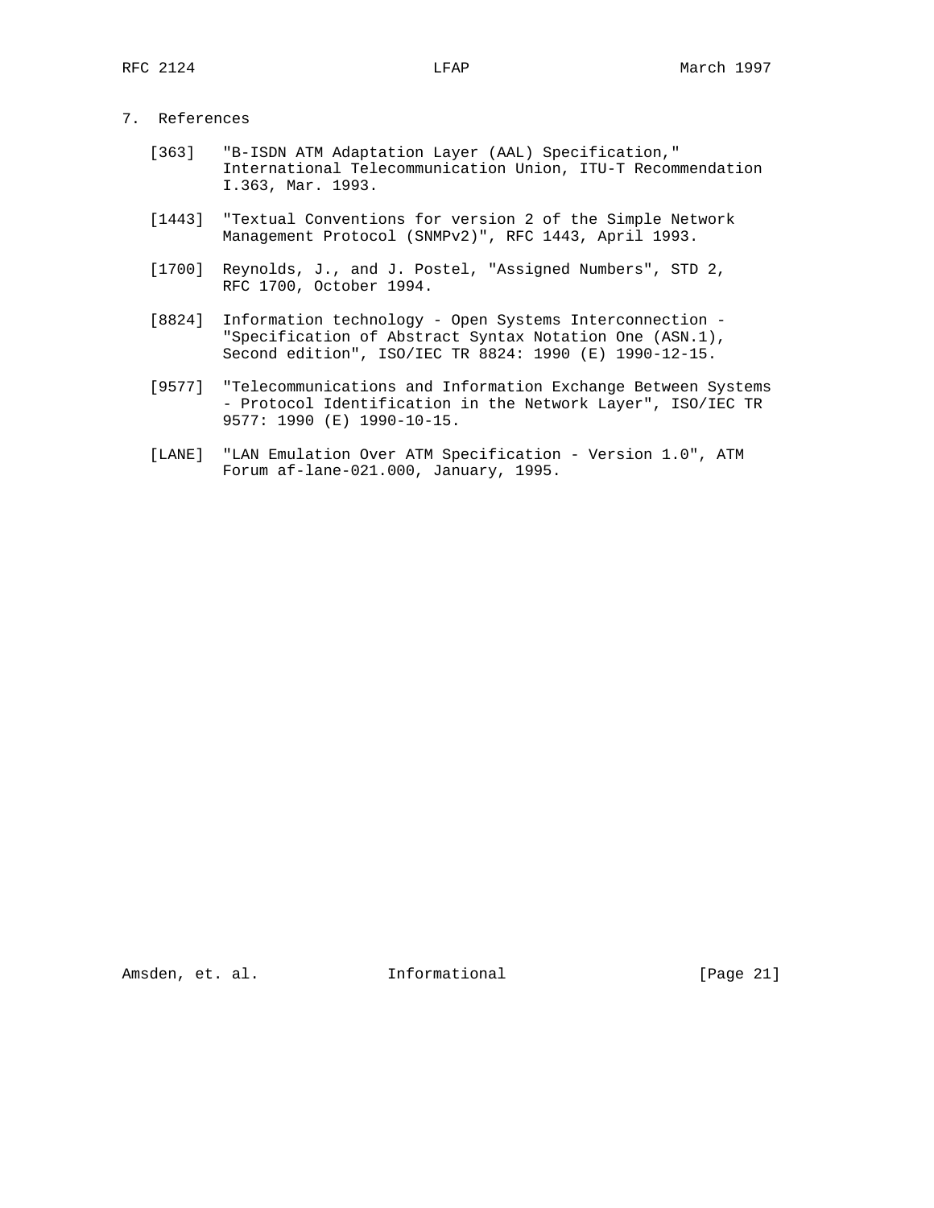## 7. References

[363] "B-ISDN ATM Adaptation Layer (AAL) Specification," International Telecommunication Union, ITU-T Recommendation I.363, Mar. 1993.

[1443] "Textual Conventions for version 2 of the Simple Network Management Protocol (SNMPv2)", RFC 1443, April 1993.

[1700] Reynolds, J., and J. Postel, "Assigned Numbers", STD 2, RFC 1700, October 1994.

[8824] Information technology - Open Systems Interconnection - "Specification of Abstract Syntax Notation One (ASN.1), Second edition", ISO/IEC TR 8824: 1990 (E) 1990-12-15.

[9577] "Telecommunications and Information Exchange Between Systems - Protocol Identification in the Network Layer", ISO/IEC TR 9577: 1990 (E) 1990-10-15.

[LANE] "LAN Emulation Over ATM Specification - Version 1.0", ATM Forum af-lane-021.000, January, 1995.